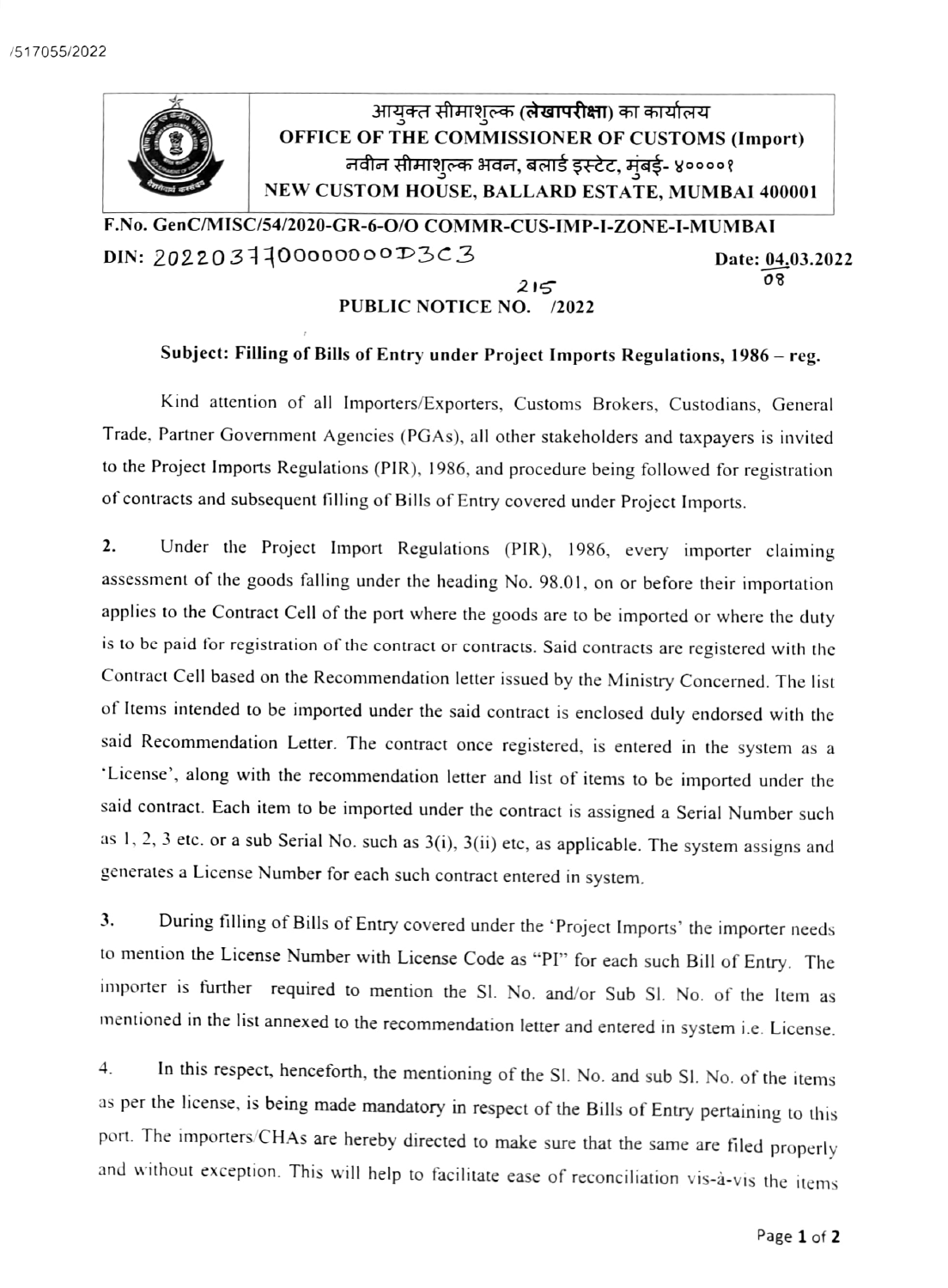/517055/2022

आयुक्त सीमाशुल्क (**लेखापरीक्षा**) का कार्यालय
**OFFICE OF THE COMMISSIONER OF CUSTOMS (Import)**
नवीन सीमाशुल्क भवन, बलार्ड इस्टेट, मुंबई- ४००००१
**NEW CUSTOM HOUSE, BALLARD ESTATE, MUMBAI 400001**

**F.No. GenC/MISC/54/2020-GR-6-O/O COMMR-CUS-IMP-I-ZONE-I-MUMBAI**

**DIN: 20220377000000000D3C3** **Date: 04.03.2022** 08

**PUBLIC NOTICE NO. 215 /2022**

**Subject: Filling of Bills of Entry under Project Imports Regulations, 1986 – reg.**

Kind attention of all Importers/Exporters, Customs Brokers, Custodians, General Trade, Partner Government Agencies (PGAs), all other stakeholders and taxpayers is invited to the Project Imports Regulations (PIR), 1986, and procedure being followed for registration of contracts and subsequent filling of Bills of Entry covered under Project Imports.

**2.** Under the Project Import Regulations (PIR), 1986, every importer claiming assessment of the goods falling under the heading No. 98.01, on or before their importation applies to the Contract Cell of the port where the goods are to be imported or where the duty is to be paid for registration of the contract or contracts. Said contracts are registered with the Contract Cell based on the Recommendation letter issued by the Ministry Concerned. The list of Items intended to be imported under the said contract is enclosed duly endorsed with the said Recommendation Letter. The contract once registered, is entered in the system as a 'License', along with the recommendation letter and list of items to be imported under the said contract. Each item to be imported under the contract is assigned a Serial Number such as 1, 2, 3 etc. or a sub Serial No. such as 3(i), 3(ii) etc, as applicable. The system assigns and generates a License Number for each such contract entered in system.

**3.** During filling of Bills of Entry covered under the 'Project Imports' the importer needs to mention the License Number with License Code as "PI" for each such Bill of Entry. The importer is further required to mention the Sl. No. and/or Sub Sl. No. of the Item as mentioned in the list annexed to the recommendation letter and entered in system i.e. License.

4. In this respect, henceforth, the mentioning of the Sl. No. and sub Sl. No. of the items as per the license, is being made mandatory in respect of the Bills of Entry pertaining to this port. The importers/CHAs are hereby directed to make sure that the same are filed properly and without exception. This will help to facilitate ease of reconciliation vis-à-vis the items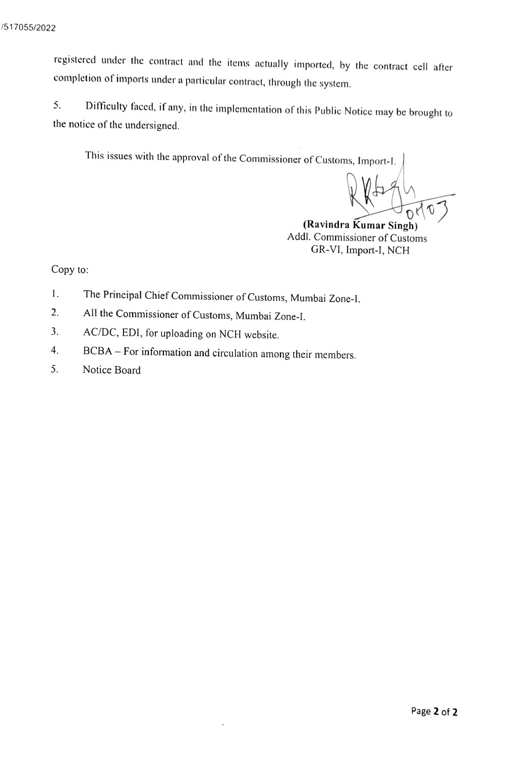registered under the contract and the items actually imported, by the contract cell after completion of imports under a particular contract, through the system.

5. Difficulty faced, if any, in the implementation of this Public Notice may be brought to the notice of the undersigned.

This issues with the approval of the Commissioner of Customs, Import-I.

**(Ravindra Kumar Singh)**
Addl. Commissioner of Customs
GR-VI, Import-I, NCH

Copy to:

1. The Principal Chief Commissioner of Customs, Mumbai Zone-I.
2. All the Commissioner of Customs, Mumbai Zone-I.
3. AC/DC, EDI, for uploading on NCH website.
4. BCBA – For information and circulation among their members.
5. Notice Board